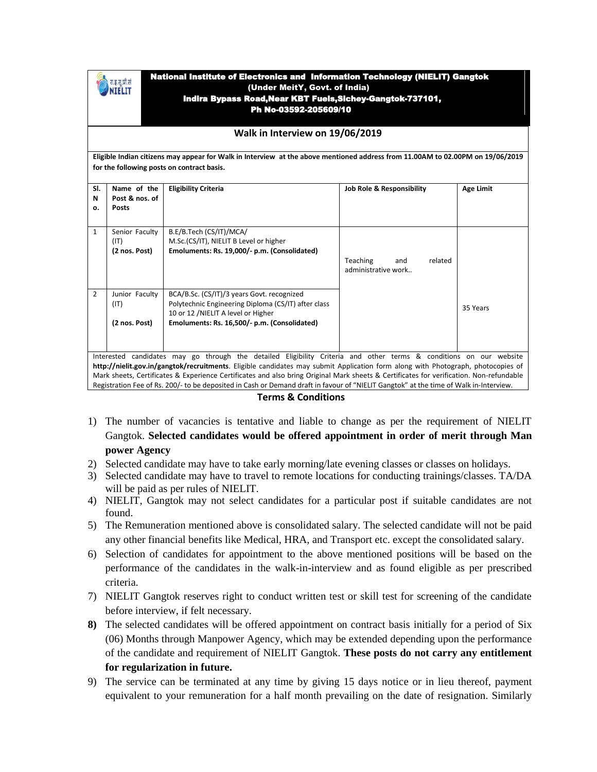**National Institute of Electronics and Information Technology (NIELIT) Gangtok**
**(Under MeitY, Govt. of India)**
**Indira Bypass Road,Near KBT Fuels,Sichey-Gangtok-737101,**
**Ph No-03592-205609/10**

## Walk in Interview on 19/06/2019

**Eligible Indian citizens may appear for Walk in Interview at the above mentioned address from 11.00AM to 02.00PM on 19/06/2019 for the following posts on contract basis.**

| Sl. No. | Name of the Post & nos. of Posts | Eligibility Criteria | Job Role & Responsibility | Age Limit |
|---|---|---|---|---|
| 1 | Senior Faculty (IT) **(2 nos. Post)** | B.E/B.Tech (CS/IT)/MCA/ M.Sc.(CS/IT), NIELIT B Level or higher **Emoluments: Rs. 19,000/- p.m. (Consolidated)** | Teaching and related administrative work.. | 35 Years |
| 2 | Junior Faculty (IT) **(2 nos. Post)** | BCA/B.Sc. (CS/IT)/3 years Govt. recognized Polytechnic Engineering Diploma (CS/IT) after class 10 or 12 /NIELIT A level or Higher **Emoluments: Rs. 16,500/- p.m. (Consolidated)** | | |

Interested candidates may go through the detailed Eligibility Criteria and other terms & conditions on our website **http://nielit.gov.in/gangtok/recruitments**. Eligible candidates may submit Application form along with Photograph, photocopies of Mark sheets, Certificates & Experience Certificates and also bring Original Mark sheets & Certificates for verification. Non-refundable Registration Fee of Rs. 200/- to be deposited in Cash or Demand draft in favour of "NIELIT Gangtok" at the time of Walk in-Interview.

### Terms & Conditions

1) The number of vacancies is tentative and liable to change as per the requirement of NIELIT Gangtok. **Selected candidates would be offered appointment in order of merit through Man power Agency**
2) Selected candidate may have to take early morning/late evening classes or classes on holidays.
3) Selected candidate may have to travel to remote locations for conducting trainings/classes. TA/DA will be paid as per rules of NIELIT.
4) NIELIT, Gangtok may not select candidates for a particular post if suitable candidates are not found.
5) The Remuneration mentioned above is consolidated salary. The selected candidate will not be paid any other financial benefits like Medical, HRA, and Transport etc. except the consolidated salary.
6) Selection of candidates for appointment to the above mentioned positions will be based on the performance of the candidates in the walk-in-interview and as found eligible as per prescribed criteria.
7) NIELIT Gangtok reserves right to conduct written test or skill test for screening of the candidate before interview, if felt necessary.
8) The selected candidates will be offered appointment on contract basis initially for a period of Six (06) Months through Manpower Agency, which may be extended depending upon the performance of the candidate and requirement of NIELIT Gangtok. **These posts do not carry any entitlement for regularization in future.**
9) The service can be terminated at any time by giving 15 days notice or in lieu thereof, payment equivalent to your remuneration for a half month prevailing on the date of resignation. Similarly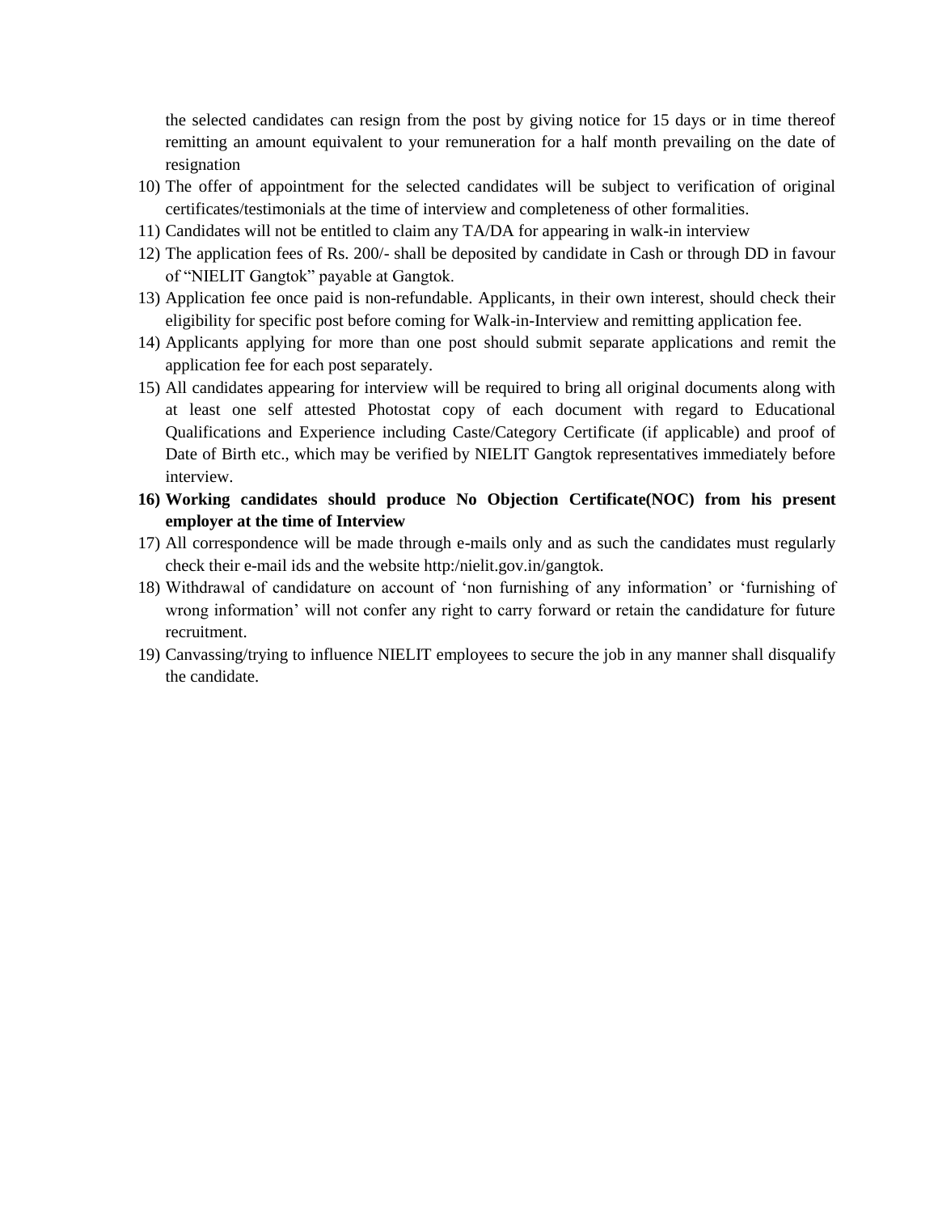the selected candidates can resign from the post by giving notice for 15 days or in time thereof remitting an amount equivalent to your remuneration for a half month prevailing on the date of resignation

10) The offer of appointment for the selected candidates will be subject to verification of original certificates/testimonials at the time of interview and completeness of other formalities.
11) Candidates will not be entitled to claim any TA/DA for appearing in walk-in interview
12) The application fees of Rs. 200/- shall be deposited by candidate in Cash or through DD in favour of "NIELIT Gangtok" payable at Gangtok.
13) Application fee once paid is non-refundable. Applicants, in their own interest, should check their eligibility for specific post before coming for Walk-in-Interview and remitting application fee.
14) Applicants applying for more than one post should submit separate applications and remit the application fee for each post separately.
15) All candidates appearing for interview will be required to bring all original documents along with at least one self attested Photostat copy of each document with regard to Educational Qualifications and Experience including Caste/Category Certificate (if applicable) and proof of Date of Birth etc., which may be verified by NIELIT Gangtok representatives immediately before interview.
16) **Working candidates should produce No Objection Certificate(NOC) from his present employer at the time of Interview**
17) All correspondence will be made through e-mails only and as such the candidates must regularly check their e-mail ids and the website http:/nielit.gov.in/gangtok.
18) Withdrawal of candidature on account of 'non furnishing of any information' or 'furnishing of wrong information' will not confer any right to carry forward or retain the candidature for future recruitment.
19) Canvassing/trying to influence NIELIT employees to secure the job in any manner shall disqualify the candidate.